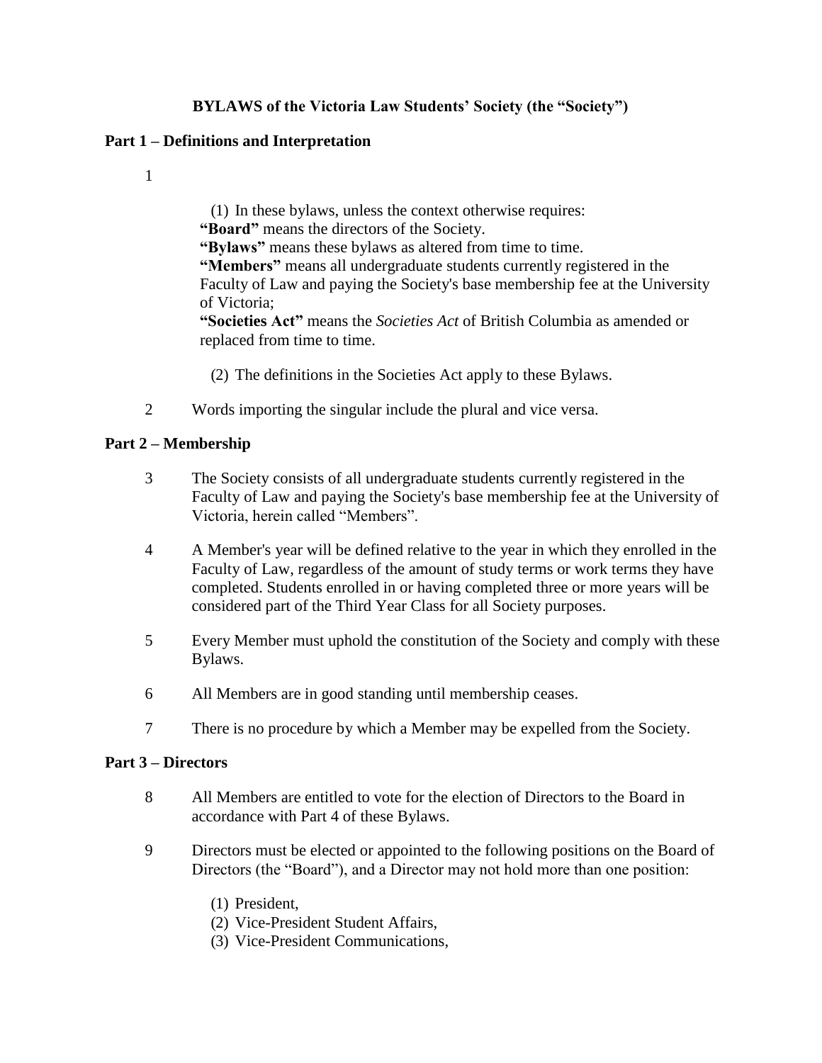**BYLAWS of the Victoria Law Students' Society (the "Society")**

**Part 1 – Definitions and Interpretation**

1

(1) In these bylaws, unless the context otherwise requires:

**"Board"** means the directors of the Society.

**"Bylaws"** means these bylaws as altered from time to time.

**"Members"** means all undergraduate students currently registered in the Faculty of Law and paying the Society's base membership fee at the University of Victoria;

**"Societies Act"** means the *Societies Act* of British Columbia as amended or replaced from time to time.

(2) The definitions in the Societies Act apply to these Bylaws.

2 Words importing the singular include the plural and vice versa.

**Part 2 – Membership**

3 The Society consists of all undergraduate students currently registered in the Faculty of Law and paying the Society's base membership fee at the University of Victoria, herein called "Members".

4 A Member's year will be defined relative to the year in which they enrolled in the Faculty of Law, regardless of the amount of study terms or work terms they have completed. Students enrolled in or having completed three or more years will be considered part of the Third Year Class for all Society purposes.

5 Every Member must uphold the constitution of the Society and comply with these Bylaws.

6 All Members are in good standing until membership ceases.

7 There is no procedure by which a Member may be expelled from the Society.

**Part 3 – Directors**

8 All Members are entitled to vote for the election of Directors to the Board in accordance with Part 4 of these Bylaws.

9 Directors must be elected or appointed to the following positions on the Board of Directors (the "Board"), and a Director may not hold more than one position:

(1) President,
(2) Vice-President Student Affairs,
(3) Vice-President Communications,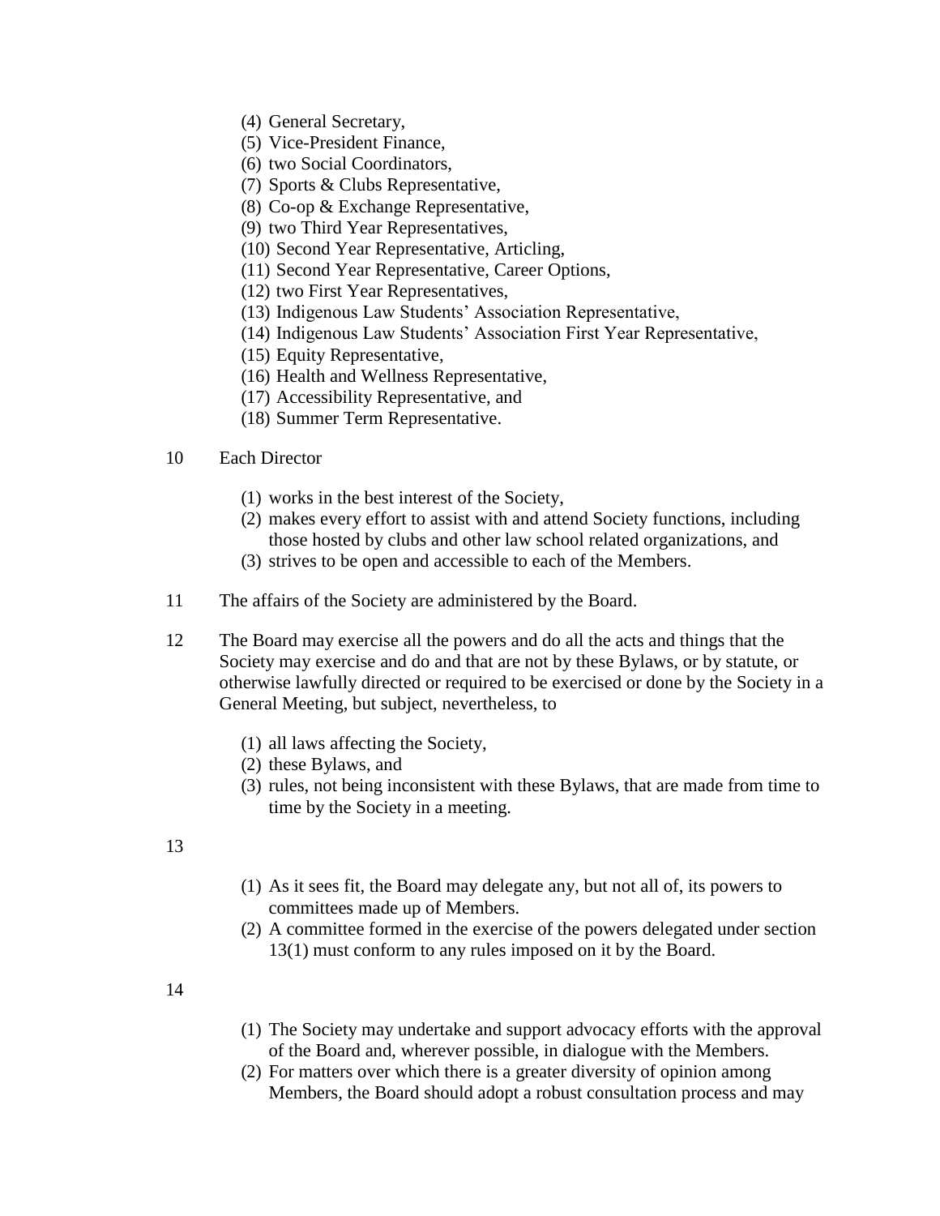(4) General Secretary,
(5) Vice-President Finance,
(6) two Social Coordinators,
(7) Sports & Clubs Representative,
(8) Co-op & Exchange Representative,
(9) two Third Year Representatives,
(10) Second Year Representative, Articling,
(11) Second Year Representative, Career Options,
(12) two First Year Representatives,
(13) Indigenous Law Students' Association Representative,
(14) Indigenous Law Students' Association First Year Representative,
(15) Equity Representative,
(16) Health and Wellness Representative,
(17) Accessibility Representative, and
(18) Summer Term Representative.

10 Each Director

(1) works in the best interest of the Society,
(2) makes every effort to assist with and attend Society functions, including those hosted by clubs and other law school related organizations, and
(3) strives to be open and accessible to each of the Members.

11 The affairs of the Society are administered by the Board.

12 The Board may exercise all the powers and do all the acts and things that the Society may exercise and do and that are not by these Bylaws, or by statute, or otherwise lawfully directed or required to be exercised or done by the Society in a General Meeting, but subject, nevertheless, to

(1) all laws affecting the Society,
(2) these Bylaws, and
(3) rules, not being inconsistent with these Bylaws, that are made from time to time by the Society in a meeting.

13

(1) As it sees fit, the Board may delegate any, but not all of, its powers to committees made up of Members.
(2) A committee formed in the exercise of the powers delegated under section 13(1) must conform to any rules imposed on it by the Board.

14

(1) The Society may undertake and support advocacy efforts with the approval of the Board and, wherever possible, in dialogue with the Members.
(2) For matters over which there is a greater diversity of opinion among Members, the Board should adopt a robust consultation process and may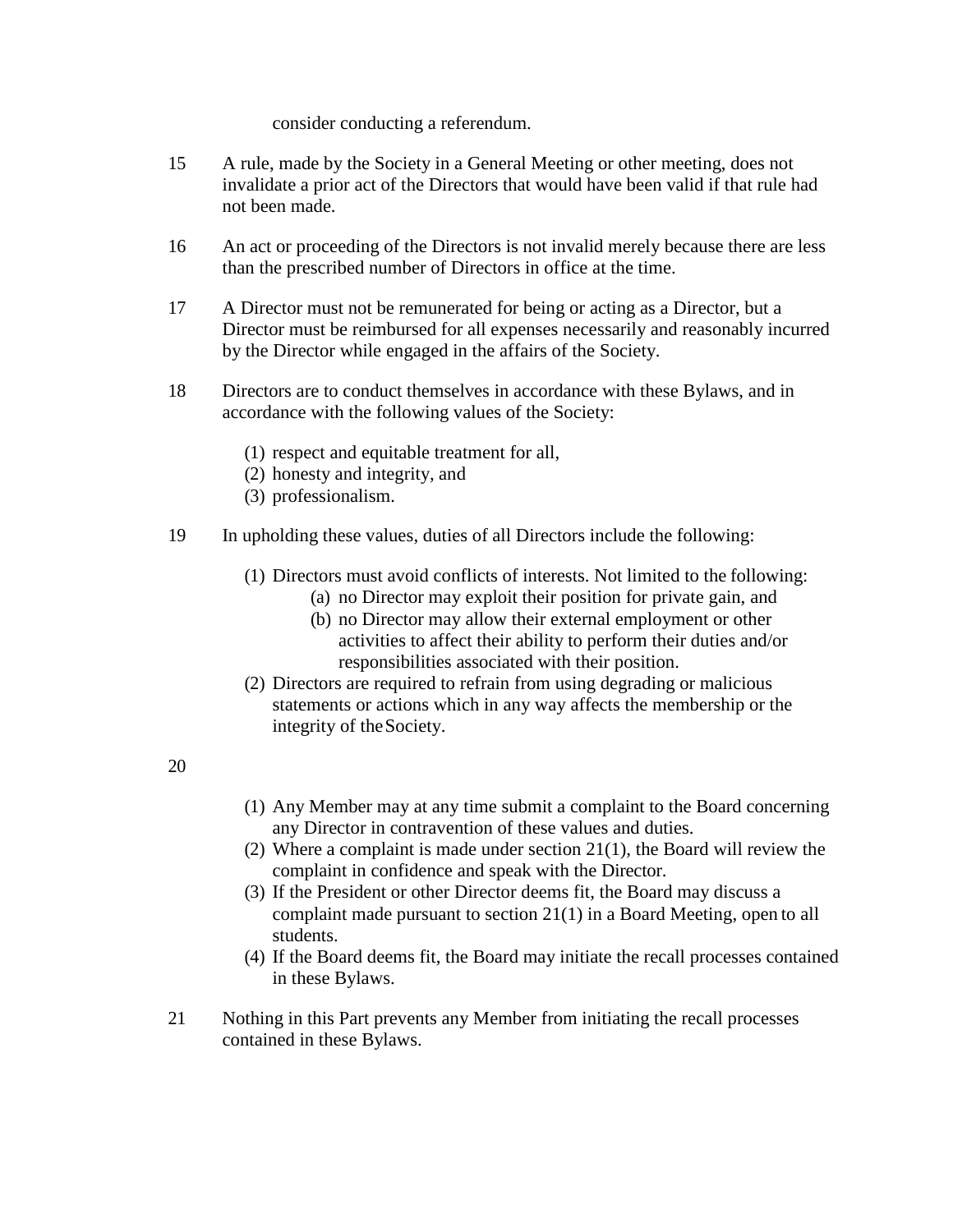consider conducting a referendum.

15 A rule, made by the Society in a General Meeting or other meeting, does not invalidate a prior act of the Directors that would have been valid if that rule had not been made.

16 An act or proceeding of the Directors is not invalid merely because there are less than the prescribed number of Directors in office at the time.

17 A Director must not be remunerated for being or acting as a Director, but a Director must be reimbursed for all expenses necessarily and reasonably incurred by the Director while engaged in the affairs of the Society.

18 Directors are to conduct themselves in accordance with these Bylaws, and in accordance with the following values of the Society:

- (1) respect and equitable treatment for all,
- (2) honesty and integrity, and
- (3) professionalism.

19 In upholding these values, duties of all Directors include the following:

- (1) Directors must avoid conflicts of interests. Not limited to the following:
  - (a) no Director may exploit their position for private gain, and
  - (b) no Director may allow their external employment or other activities to affect their ability to perform their duties and/or responsibilities associated with their position.
- (2) Directors are required to refrain from using degrading or malicious statements or actions which in any way affects the membership or the integrity of the Society.

20

- (1) Any Member may at any time submit a complaint to the Board concerning any Director in contravention of these values and duties.
- (2) Where a complaint is made under section 21(1), the Board will review the complaint in confidence and speak with the Director.
- (3) If the President or other Director deems fit, the Board may discuss a complaint made pursuant to section 21(1) in a Board Meeting, open to all students.
- (4) If the Board deems fit, the Board may initiate the recall processes contained in these Bylaws.

21 Nothing in this Part prevents any Member from initiating the recall processes contained in these Bylaws.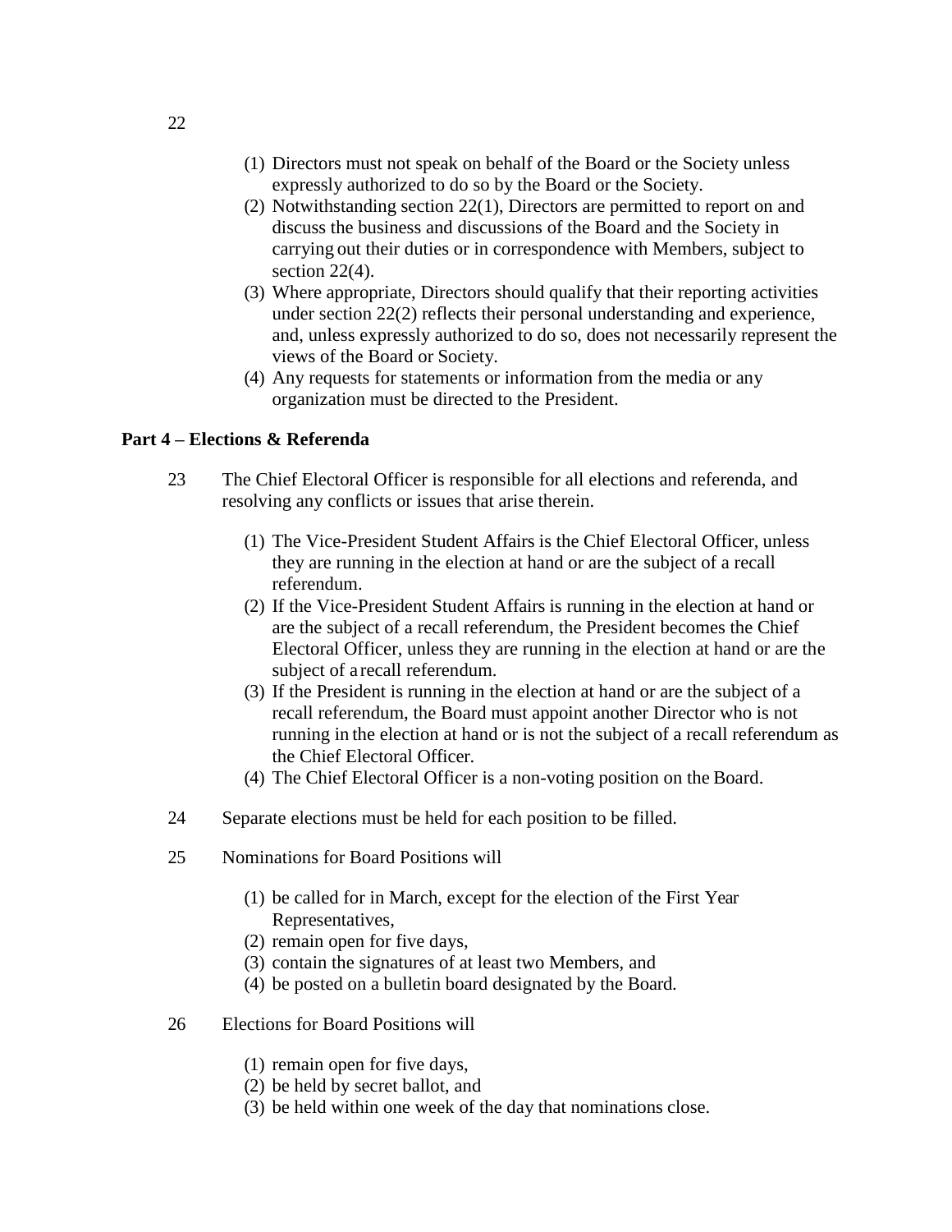22

(1) Directors must not speak on behalf of the Board or the Society unless expressly authorized to do so by the Board or the Society.
(2) Notwithstanding section 22(1), Directors are permitted to report on and discuss the business and discussions of the Board and the Society in carrying out their duties or in correspondence with Members, subject to section 22(4).
(3) Where appropriate, Directors should qualify that their reporting activities under section 22(2) reflects their personal understanding and experience, and, unless expressly authorized to do so, does not necessarily represent the views of the Board or Society.
(4) Any requests for statements or information from the media or any organization must be directed to the President.

## Part 4 – Elections & Referenda

23 The Chief Electoral Officer is responsible for all elections and referenda, and resolving any conflicts or issues that arise therein.

(1) The Vice-President Student Affairs is the Chief Electoral Officer, unless they are running in the election at hand or are the subject of a recall referendum.
(2) If the Vice-President Student Affairs is running in the election at hand or are the subject of a recall referendum, the President becomes the Chief Electoral Officer, unless they are running in the election at hand or are the subject of a recall referendum.
(3) If the President is running in the election at hand or are the subject of a recall referendum, the Board must appoint another Director who is not running in the election at hand or is not the subject of a recall referendum as the Chief Electoral Officer.
(4) The Chief Electoral Officer is a non-voting position on the Board.

24 Separate elections must be held for each position to be filled.

25 Nominations for Board Positions will

(1) be called for in March, except for the election of the First Year Representatives,
(2) remain open for five days,
(3) contain the signatures of at least two Members, and
(4) be posted on a bulletin board designated by the Board.

26 Elections for Board Positions will

(1) remain open for five days,
(2) be held by secret ballot, and
(3) be held within one week of the day that nominations close.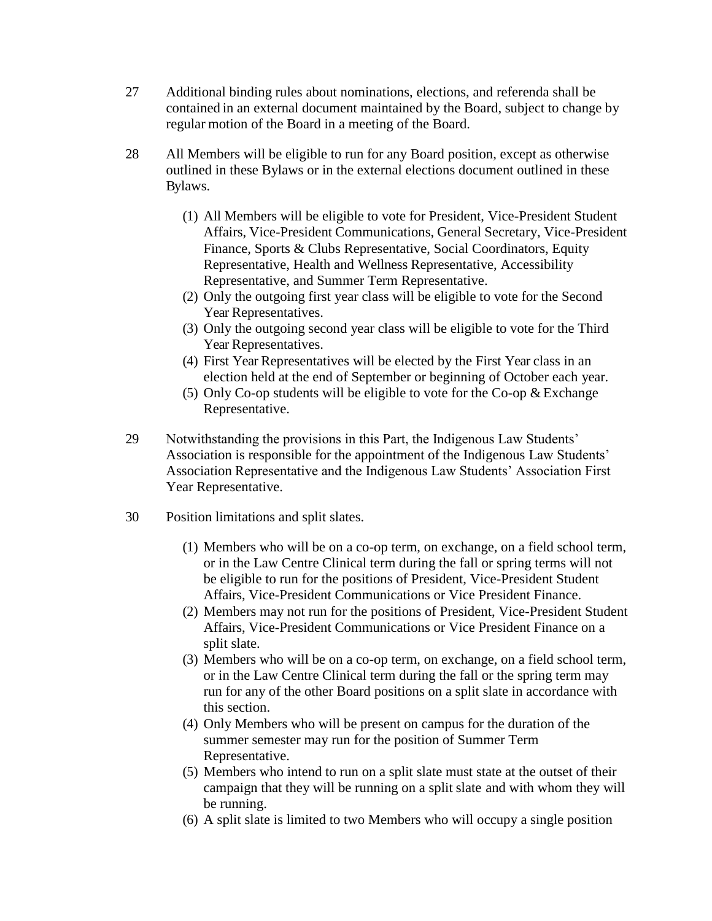27 Additional binding rules about nominations, elections, and referenda shall be contained in an external document maintained by the Board, subject to change by regular motion of the Board in a meeting of the Board.

28 All Members will be eligible to run for any Board position, except as otherwise outlined in these Bylaws or in the external elections document outlined in these Bylaws.

(1) All Members will be eligible to vote for President, Vice-President Student Affairs, Vice-President Communications, General Secretary, Vice-President Finance, Sports & Clubs Representative, Social Coordinators, Equity Representative, Health and Wellness Representative, Accessibility Representative, and Summer Term Representative.

(2) Only the outgoing first year class will be eligible to vote for the Second Year Representatives.

(3) Only the outgoing second year class will be eligible to vote for the Third Year Representatives.

(4) First Year Representatives will be elected by the First Year class in an election held at the end of September or beginning of October each year.

(5) Only Co-op students will be eligible to vote for the Co-op & Exchange Representative.

29 Notwithstanding the provisions in this Part, the Indigenous Law Students' Association is responsible for the appointment of the Indigenous Law Students' Association Representative and the Indigenous Law Students' Association First Year Representative.

30 Position limitations and split slates.

(1) Members who will be on a co-op term, on exchange, on a field school term, or in the Law Centre Clinical term during the fall or spring terms will not be eligible to run for the positions of President, Vice-President Student Affairs, Vice-President Communications or Vice President Finance.

(2) Members may not run for the positions of President, Vice-President Student Affairs, Vice-President Communications or Vice President Finance on a split slate.

(3) Members who will be on a co-op term, on exchange, on a field school term, or in the Law Centre Clinical term during the fall or the spring term may run for any of the other Board positions on a split slate in accordance with this section.

(4) Only Members who will be present on campus for the duration of the summer semester may run for the position of Summer Term Representative.

(5) Members who intend to run on a split slate must state at the outset of their campaign that they will be running on a split slate and with whom they will be running.

(6) A split slate is limited to two Members who will occupy a single position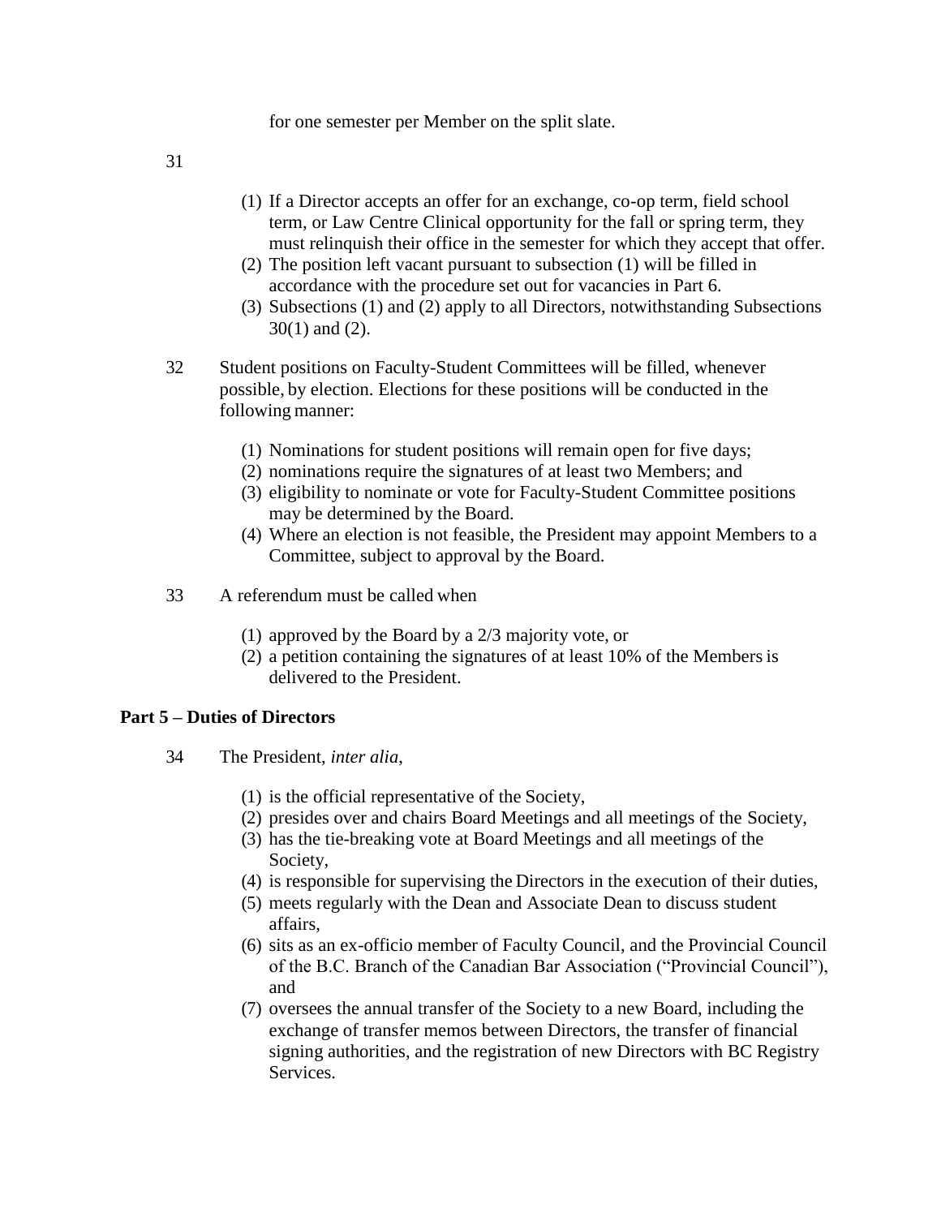for one semester per Member on the split slate.

31

(1) If a Director accepts an offer for an exchange, co-op term, field school term, or Law Centre Clinical opportunity for the fall or spring term, they must relinquish their office in the semester for which they accept that offer.
(2) The position left vacant pursuant to subsection (1) will be filled in accordance with the procedure set out for vacancies in Part 6.
(3) Subsections (1) and (2) apply to all Directors, notwithstanding Subsections 30(1) and (2).

32 Student positions on Faculty-Student Committees will be filled, whenever possible, by election. Elections for these positions will be conducted in the following manner:

(1) Nominations for student positions will remain open for five days;
(2) nominations require the signatures of at least two Members; and
(3) eligibility to nominate or vote for Faculty-Student Committee positions may be determined by the Board.
(4) Where an election is not feasible, the President may appoint Members to a Committee, subject to approval by the Board.

33 A referendum must be called when

(1) approved by the Board by a 2/3 majority vote, or
(2) a petition containing the signatures of at least 10% of the Members is delivered to the President.

## Part 5 – Duties of Directors

34 The President, *inter alia*,

(1) is the official representative of the Society,
(2) presides over and chairs Board Meetings and all meetings of the Society,
(3) has the tie-breaking vote at Board Meetings and all meetings of the Society,
(4) is responsible for supervising the Directors in the execution of their duties,
(5) meets regularly with the Dean and Associate Dean to discuss student affairs,
(6) sits as an ex-officio member of Faculty Council, and the Provincial Council of the B.C. Branch of the Canadian Bar Association ("Provincial Council"), and
(7) oversees the annual transfer of the Society to a new Board, including the exchange of transfer memos between Directors, the transfer of financial signing authorities, and the registration of new Directors with BC Registry Services.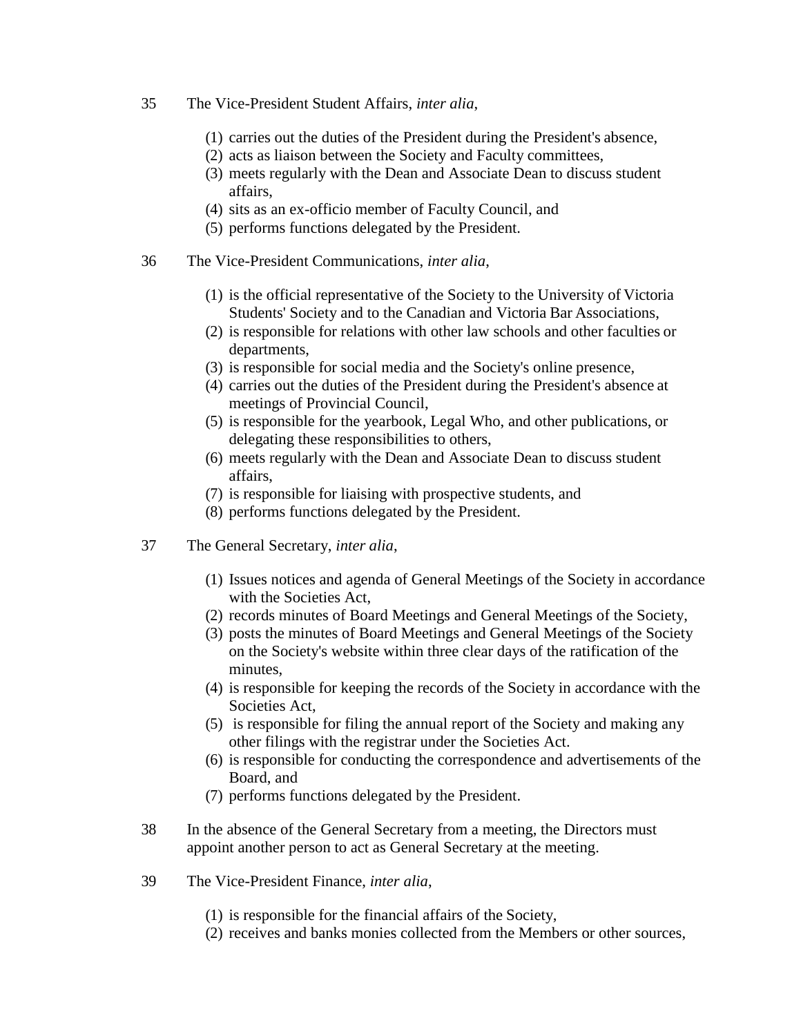35 The Vice-President Student Affairs, *inter alia*,

(1) carries out the duties of the President during the President's absence,
(2) acts as liaison between the Society and Faculty committees,
(3) meets regularly with the Dean and Associate Dean to discuss student affairs,
(4) sits as an ex-officio member of Faculty Council, and
(5) performs functions delegated by the President.

36 The Vice-President Communications, *inter alia*,

(1) is the official representative of the Society to the University of Victoria Students' Society and to the Canadian and Victoria Bar Associations,
(2) is responsible for relations with other law schools and other faculties or departments,
(3) is responsible for social media and the Society's online presence,
(4) carries out the duties of the President during the President's absence at meetings of Provincial Council,
(5) is responsible for the yearbook, Legal Who, and other publications, or delegating these responsibilities to others,
(6) meets regularly with the Dean and Associate Dean to discuss student affairs,
(7) is responsible for liaising with prospective students, and
(8) performs functions delegated by the President.

37 The General Secretary, *inter alia*,

(1) Issues notices and agenda of General Meetings of the Society in accordance with the Societies Act,
(2) records minutes of Board Meetings and General Meetings of the Society,
(3) posts the minutes of Board Meetings and General Meetings of the Society on the Society's website within three clear days of the ratification of the minutes,
(4) is responsible for keeping the records of the Society in accordance with the Societies Act,
(5) is responsible for filing the annual report of the Society and making any other filings with the registrar under the Societies Act.
(6) is responsible for conducting the correspondence and advertisements of the Board, and
(7) performs functions delegated by the President.

38 In the absence of the General Secretary from a meeting, the Directors must appoint another person to act as General Secretary at the meeting.

39 The Vice-President Finance, *inter alia*,

(1) is responsible for the financial affairs of the Society,
(2) receives and banks monies collected from the Members or other sources,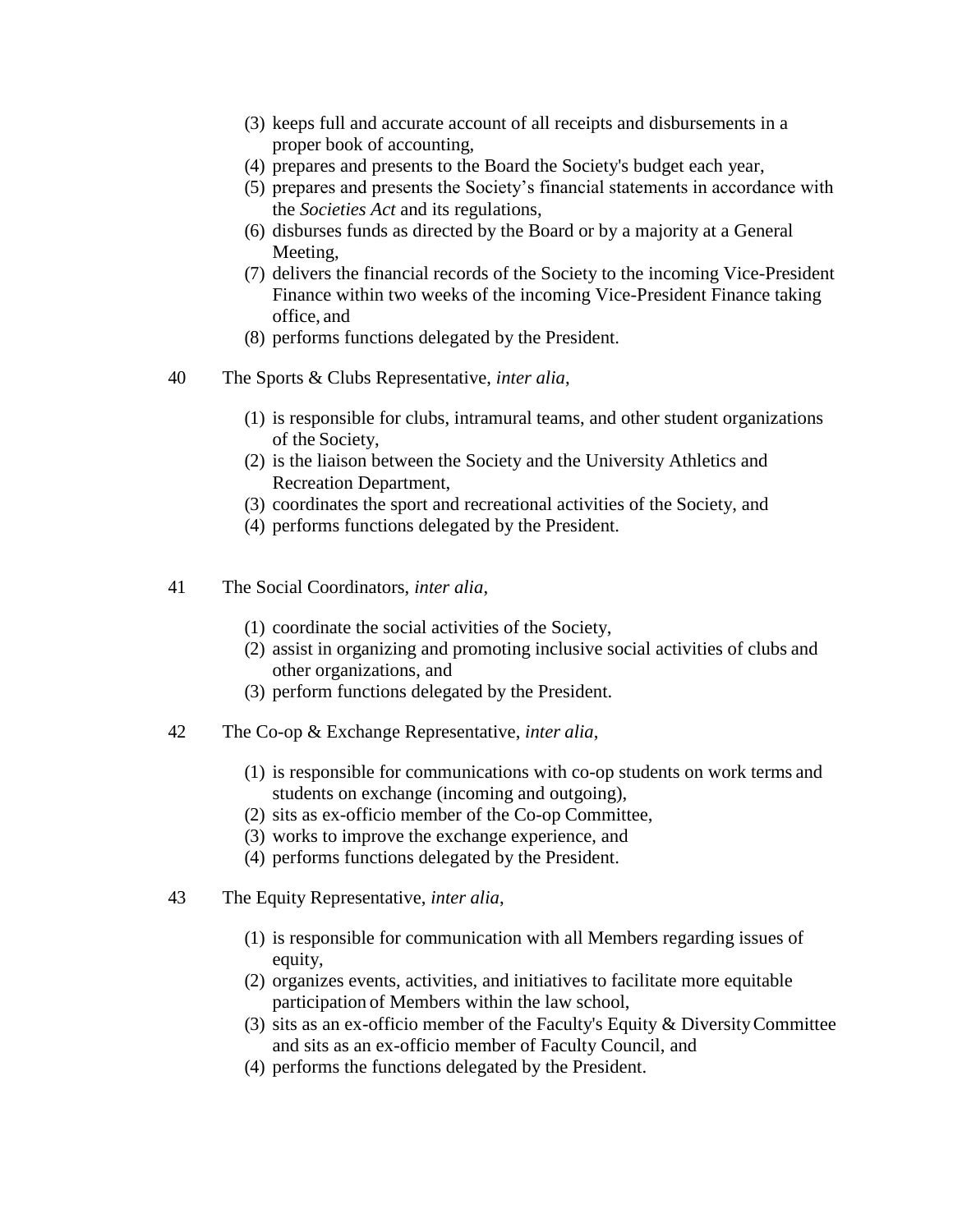(3) keeps full and accurate account of all receipts and disbursements in a proper book of accounting,
(4) prepares and presents to the Board the Society's budget each year,
(5) prepares and presents the Society's financial statements in accordance with the *Societies Act* and its regulations,
(6) disburses funds as directed by the Board or by a majority at a General Meeting,
(7) delivers the financial records of the Society to the incoming Vice-President Finance within two weeks of the incoming Vice-President Finance taking office, and
(8) performs functions delegated by the President.

40 The Sports & Clubs Representative, *inter alia*,

(1) is responsible for clubs, intramural teams, and other student organizations of the Society,
(2) is the liaison between the Society and the University Athletics and Recreation Department,
(3) coordinates the sport and recreational activities of the Society, and
(4) performs functions delegated by the President.

41 The Social Coordinators, *inter alia*,

(1) coordinate the social activities of the Society,
(2) assist in organizing and promoting inclusive social activities of clubs and other organizations, and
(3) perform functions delegated by the President.

42 The Co-op & Exchange Representative, *inter alia*,

(1) is responsible for communications with co-op students on work terms and students on exchange (incoming and outgoing),
(2) sits as ex-officio member of the Co-op Committee,
(3) works to improve the exchange experience, and
(4) performs functions delegated by the President.

43 The Equity Representative, *inter alia*,

(1) is responsible for communication with all Members regarding issues of equity,
(2) organizes events, activities, and initiatives to facilitate more equitable participation of Members within the law school,
(3) sits as an ex-officio member of the Faculty's Equity & Diversity Committee and sits as an ex-officio member of Faculty Council, and
(4) performs the functions delegated by the President.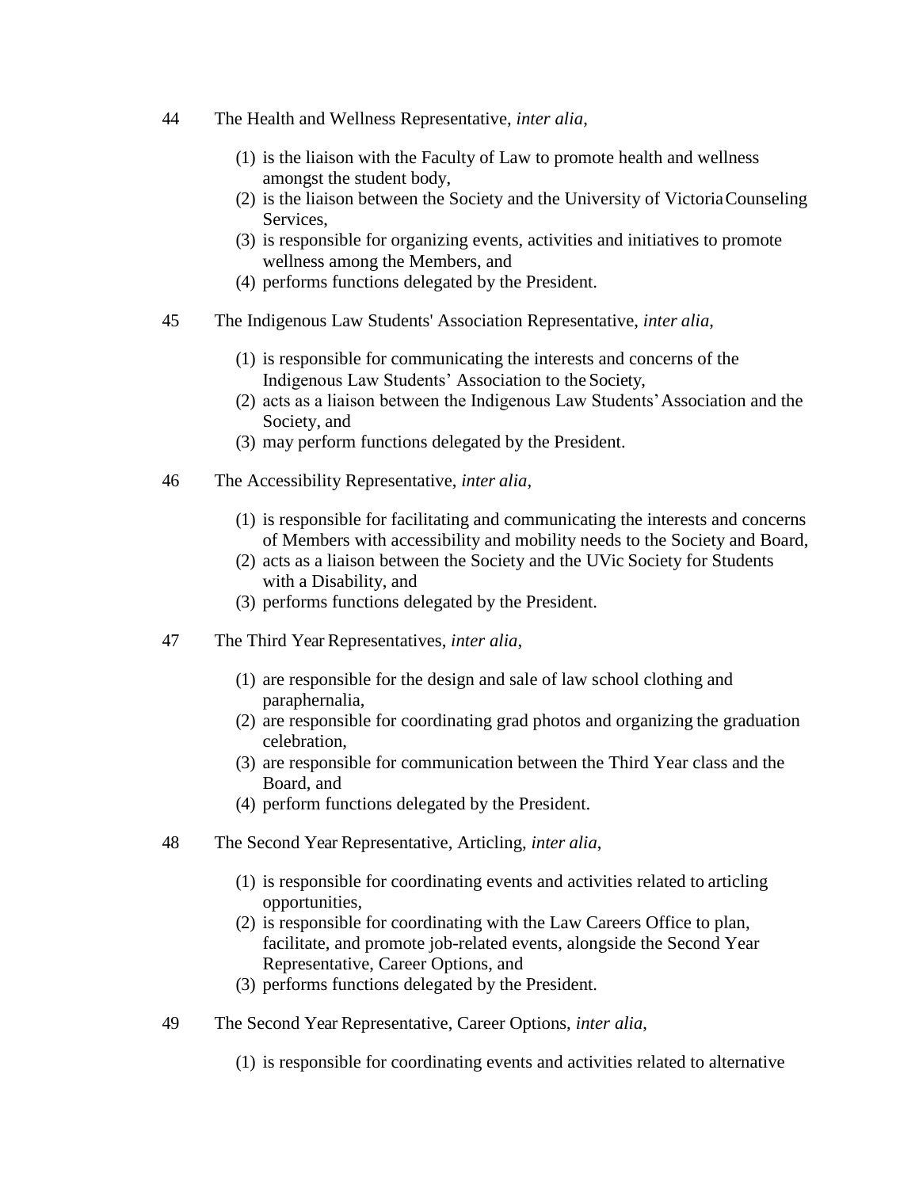44 The Health and Wellness Representative, *inter alia*,

(1) is the liaison with the Faculty of Law to promote health and wellness amongst the student body,
(2) is the liaison between the Society and the University of Victoria Counseling Services,
(3) is responsible for organizing events, activities and initiatives to promote wellness among the Members, and
(4) performs functions delegated by the President.

45 The Indigenous Law Students' Association Representative, *inter alia*,

(1) is responsible for communicating the interests and concerns of the Indigenous Law Students' Association to the Society,
(2) acts as a liaison between the Indigenous Law Students' Association and the Society, and
(3) may perform functions delegated by the President.

46 The Accessibility Representative, *inter alia*,

(1) is responsible for facilitating and communicating the interests and concerns of Members with accessibility and mobility needs to the Society and Board,
(2) acts as a liaison between the Society and the UVic Society for Students with a Disability, and
(3) performs functions delegated by the President.

47 The Third Year Representatives, *inter alia*,

(1) are responsible for the design and sale of law school clothing and paraphernalia,
(2) are responsible for coordinating grad photos and organizing the graduation celebration,
(3) are responsible for communication between the Third Year class and the Board, and
(4) perform functions delegated by the President.

48 The Second Year Representative, Articling, *inter alia*,

(1) is responsible for coordinating events and activities related to articling opportunities,
(2) is responsible for coordinating with the Law Careers Office to plan, facilitate, and promote job-related events, alongside the Second Year Representative, Career Options, and
(3) performs functions delegated by the President.

49 The Second Year Representative, Career Options, *inter alia*,

(1) is responsible for coordinating events and activities related to alternative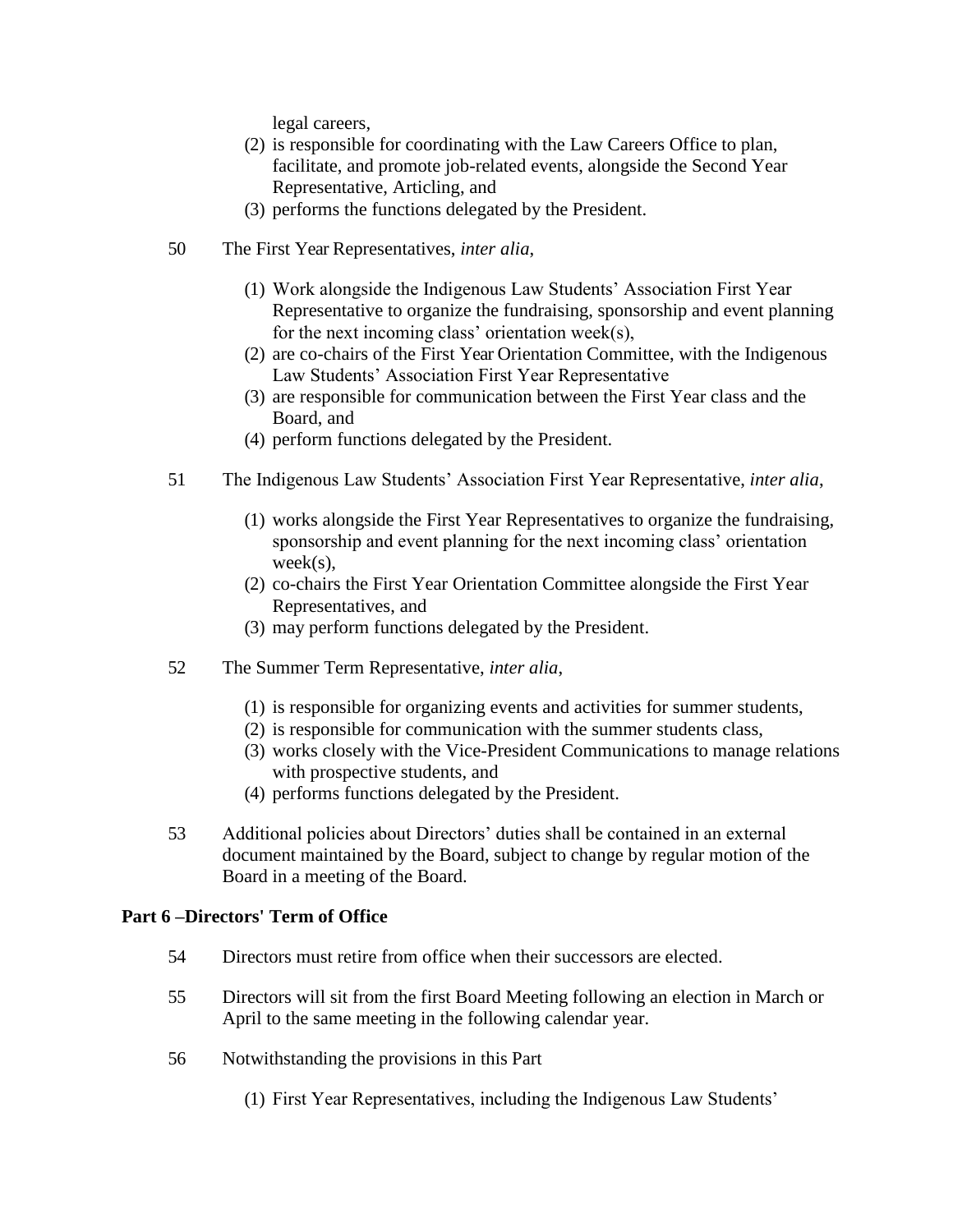legal careers,

(2) is responsible for coordinating with the Law Careers Office to plan, facilitate, and promote job-related events, alongside the Second Year Representative, Articling, and
(3) performs the functions delegated by the President.

50 The First Year Representatives, *inter alia*,

(1) Work alongside the Indigenous Law Students' Association First Year Representative to organize the fundraising, sponsorship and event planning for the next incoming class' orientation week(s),
(2) are co-chairs of the First Year Orientation Committee, with the Indigenous Law Students' Association First Year Representative
(3) are responsible for communication between the First Year class and the Board, and
(4) perform functions delegated by the President.

51 The Indigenous Law Students' Association First Year Representative, *inter alia*,

(1) works alongside the First Year Representatives to organize the fundraising, sponsorship and event planning for the next incoming class' orientation week(s),
(2) co-chairs the First Year Orientation Committee alongside the First Year Representatives, and
(3) may perform functions delegated by the President.

52 The Summer Term Representative, *inter alia*,

(1) is responsible for organizing events and activities for summer students,
(2) is responsible for communication with the summer students class,
(3) works closely with the Vice-President Communications to manage relations with prospective students, and
(4) performs functions delegated by the President.

53 Additional policies about Directors' duties shall be contained in an external document maintained by the Board, subject to change by regular motion of the Board in a meeting of the Board.

## Part 6 –Directors' Term of Office

54 Directors must retire from office when their successors are elected.

55 Directors will sit from the first Board Meeting following an election in March or April to the same meeting in the following calendar year.

56 Notwithstanding the provisions in this Part

(1) First Year Representatives, including the Indigenous Law Students'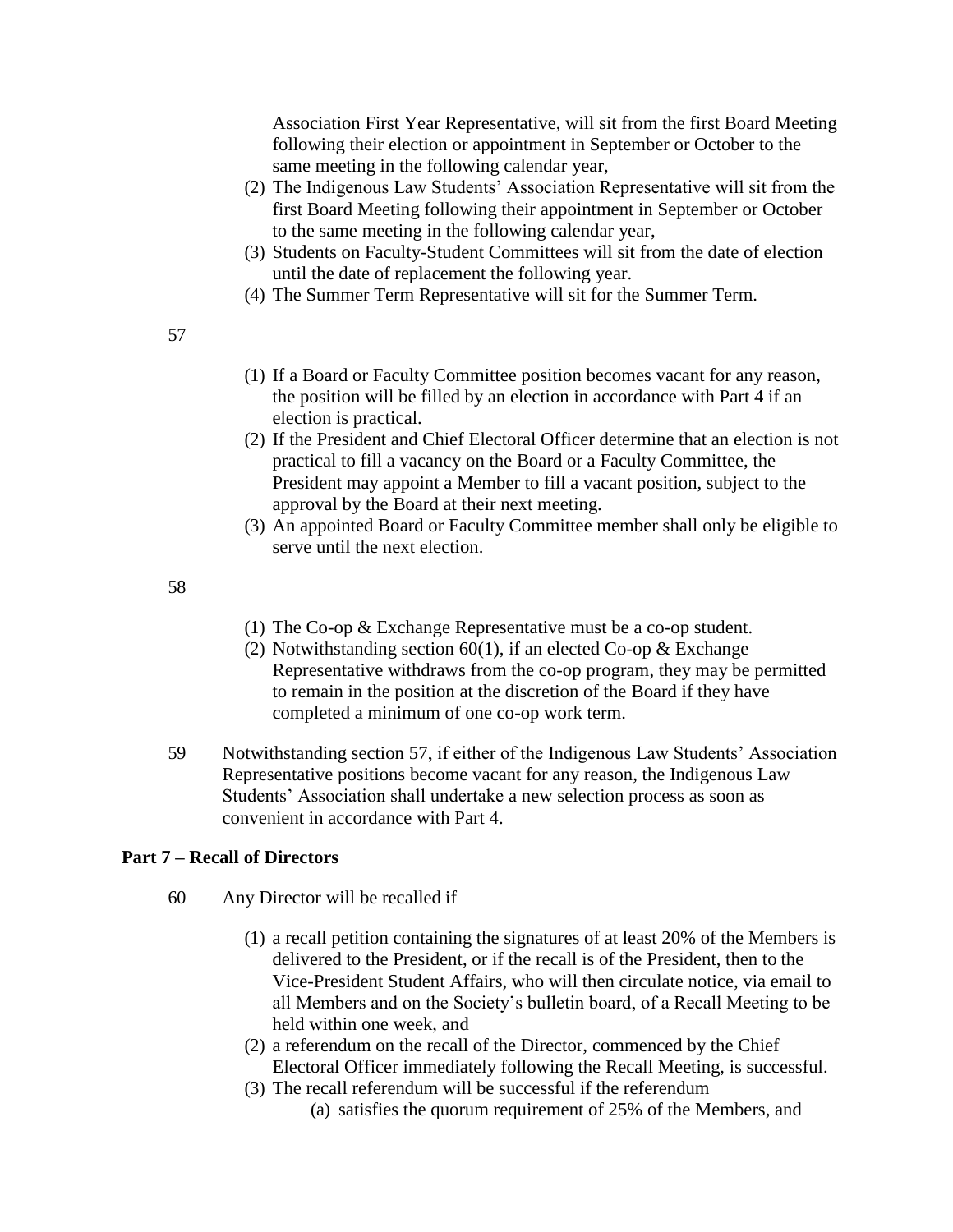Association First Year Representative, will sit from the first Board Meeting following their election or appointment in September or October to the same meeting in the following calendar year,

(2) The Indigenous Law Students' Association Representative will sit from the first Board Meeting following their appointment in September or October to the same meeting in the following calendar year,

(3) Students on Faculty-Student Committees will sit from the date of election until the date of replacement the following year.

(4) The Summer Term Representative will sit for the Summer Term.

57

(1) If a Board or Faculty Committee position becomes vacant for any reason, the position will be filled by an election in accordance with Part 4 if an election is practical.

(2) If the President and Chief Electoral Officer determine that an election is not practical to fill a vacancy on the Board or a Faculty Committee, the President may appoint a Member to fill a vacant position, subject to the approval by the Board at their next meeting.

(3) An appointed Board or Faculty Committee member shall only be eligible to serve until the next election.

58

(1) The Co-op & Exchange Representative must be a co-op student.

(2) Notwithstanding section 60(1), if an elected Co-op & Exchange Representative withdraws from the co-op program, they may be permitted to remain in the position at the discretion of the Board if they have completed a minimum of one co-op work term.

59 Notwithstanding section 57, if either of the Indigenous Law Students' Association Representative positions become vacant for any reason, the Indigenous Law Students' Association shall undertake a new selection process as soon as convenient in accordance with Part 4.

## Part 7 – Recall of Directors

60 Any Director will be recalled if

(1) a recall petition containing the signatures of at least 20% of the Members is delivered to the President, or if the recall is of the President, then to the Vice-President Student Affairs, who will then circulate notice, via email to all Members and on the Society's bulletin board, of a Recall Meeting to be held within one week, and

(2) a referendum on the recall of the Director, commenced by the Chief Electoral Officer immediately following the Recall Meeting, is successful.

(3) The recall referendum will be successful if the referendum

(a) satisfies the quorum requirement of 25% of the Members, and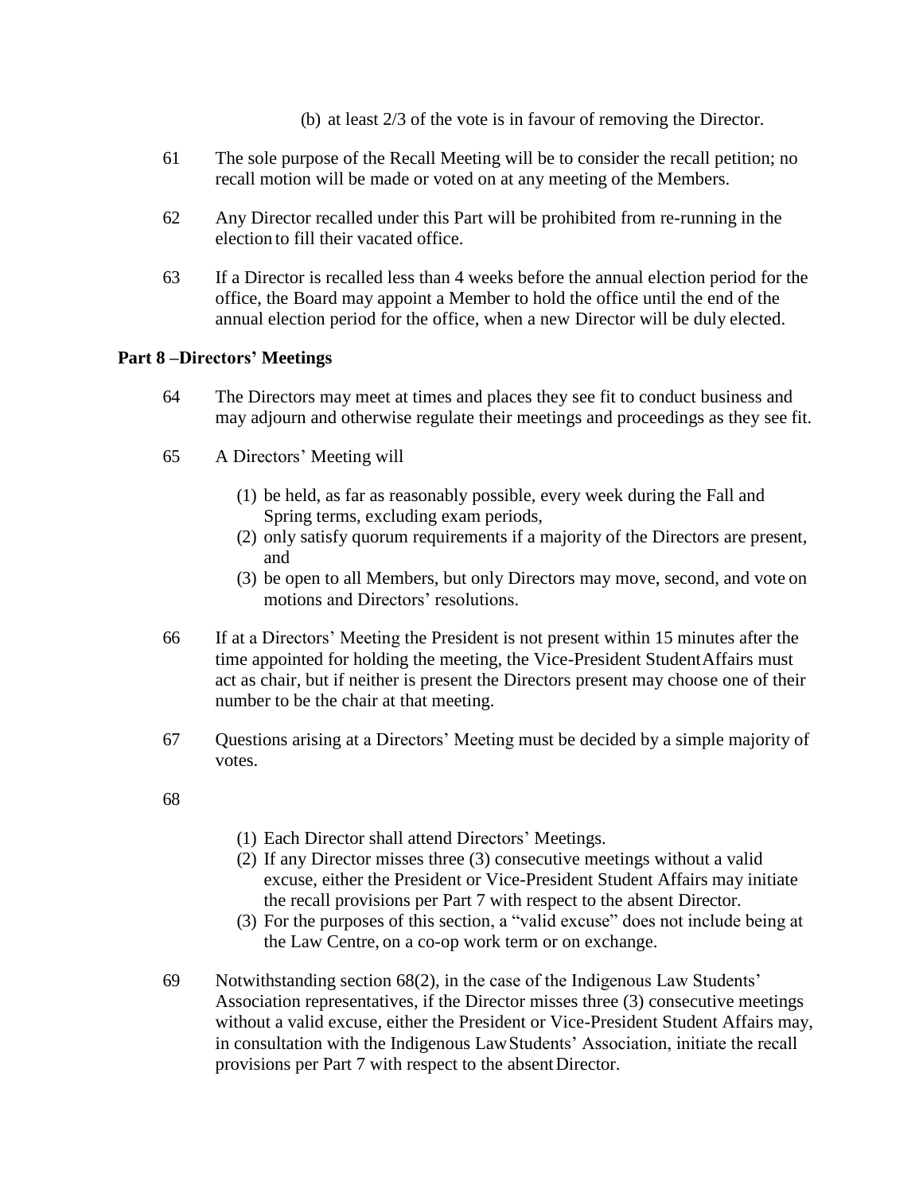(b) at least 2/3 of the vote is in favour of removing the Director.

61 The sole purpose of the Recall Meeting will be to consider the recall petition; no recall motion will be made or voted on at any meeting of the Members.

62 Any Director recalled under this Part will be prohibited from re-running in the election to fill their vacated office.

63 If a Director is recalled less than 4 weeks before the annual election period for the office, the Board may appoint a Member to hold the office until the end of the annual election period for the office, when a new Director will be duly elected.

**Part 8 –Directors' Meetings**

64 The Directors may meet at times and places they see fit to conduct business and may adjourn and otherwise regulate their meetings and proceedings as they see fit.

65 A Directors' Meeting will

(1) be held, as far as reasonably possible, every week during the Fall and Spring terms, excluding exam periods,
(2) only satisfy quorum requirements if a majority of the Directors are present, and
(3) be open to all Members, but only Directors may move, second, and vote on motions and Directors' resolutions.

66 If at a Directors' Meeting the President is not present within 15 minutes after the time appointed for holding the meeting, the Vice-President Student Affairs must act as chair, but if neither is present the Directors present may choose one of their number to be the chair at that meeting.

67 Questions arising at a Directors' Meeting must be decided by a simple majority of votes.

68

(1) Each Director shall attend Directors' Meetings.
(2) If any Director misses three (3) consecutive meetings without a valid excuse, either the President or Vice-President Student Affairs may initiate the recall provisions per Part 7 with respect to the absent Director.
(3) For the purposes of this section, a "valid excuse" does not include being at the Law Centre, on a co-op work term or on exchange.

69 Notwithstanding section 68(2), in the case of the Indigenous Law Students' Association representatives, if the Director misses three (3) consecutive meetings without a valid excuse, either the President or Vice-President Student Affairs may, in consultation with the Indigenous Law Students' Association, initiate the recall provisions per Part 7 with respect to the absent Director.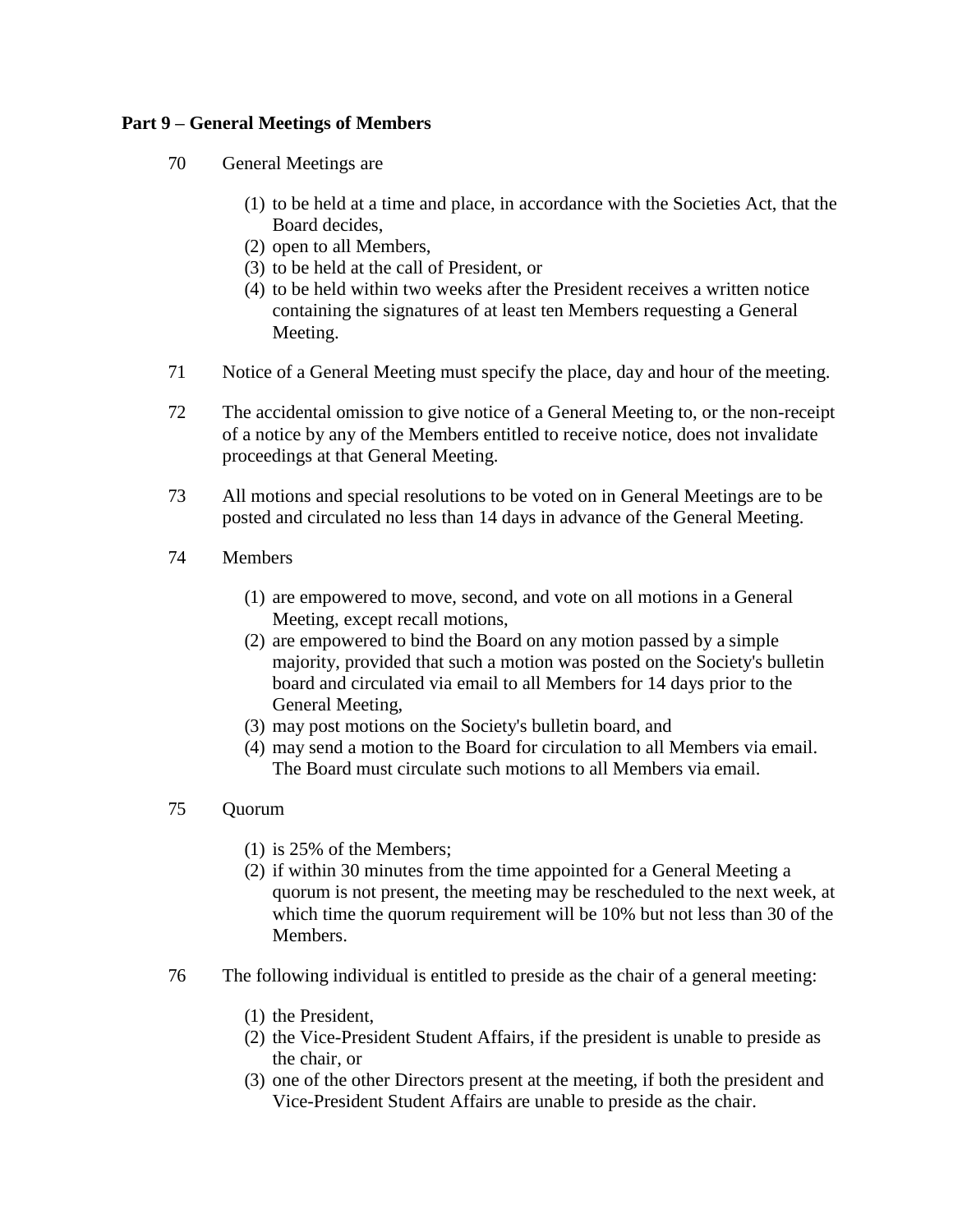## Part 9 – General Meetings of Members

70 General Meetings are

(1) to be held at a time and place, in accordance with the Societies Act, that the Board decides,
(2) open to all Members,
(3) to be held at the call of President, or
(4) to be held within two weeks after the President receives a written notice containing the signatures of at least ten Members requesting a General Meeting.

71 Notice of a General Meeting must specify the place, day and hour of the meeting.

72 The accidental omission to give notice of a General Meeting to, or the non-receipt of a notice by any of the Members entitled to receive notice, does not invalidate proceedings at that General Meeting.

73 All motions and special resolutions to be voted on in General Meetings are to be posted and circulated no less than 14 days in advance of the General Meeting.

74 Members

(1) are empowered to move, second, and vote on all motions in a General Meeting, except recall motions,
(2) are empowered to bind the Board on any motion passed by a simple majority, provided that such a motion was posted on the Society's bulletin board and circulated via email to all Members for 14 days prior to the General Meeting,
(3) may post motions on the Society's bulletin board, and
(4) may send a motion to the Board for circulation to all Members via email. The Board must circulate such motions to all Members via email.

75 Quorum

(1) is 25% of the Members;
(2) if within 30 minutes from the time appointed for a General Meeting a quorum is not present, the meeting may be rescheduled to the next week, at which time the quorum requirement will be 10% but not less than 30 of the Members.

76 The following individual is entitled to preside as the chair of a general meeting:

(1) the President,
(2) the Vice-President Student Affairs, if the president is unable to preside as the chair, or
(3) one of the other Directors present at the meeting, if both the president and Vice-President Student Affairs are unable to preside as the chair.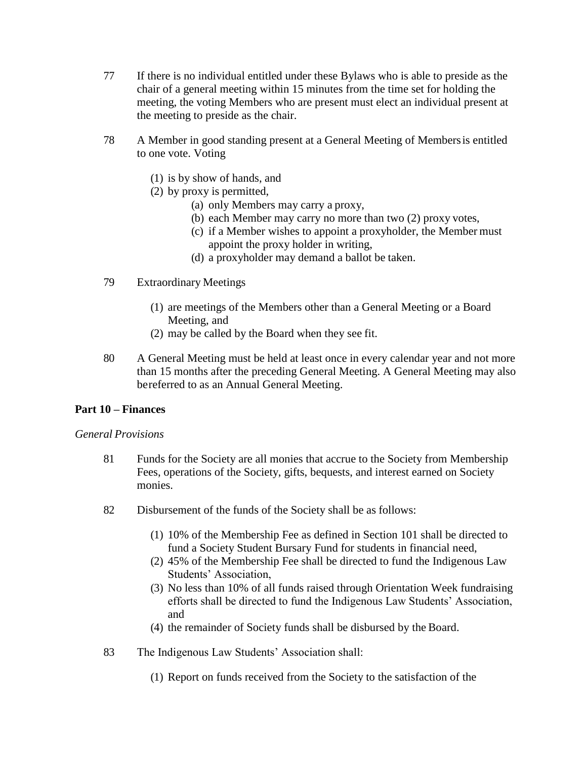77 If there is no individual entitled under these Bylaws who is able to preside as the chair of a general meeting within 15 minutes from the time set for holding the meeting, the voting Members who are present must elect an individual present at the meeting to preside as the chair.

78 A Member in good standing present at a General Meeting of Members is entitled to one vote. Voting

   (1) is by show of hands, and
   (2) by proxy is permitted,
      (a) only Members may carry a proxy,
      (b) each Member may carry no more than two (2) proxy votes,
      (c) if a Member wishes to appoint a proxyholder, the Member must appoint the proxy holder in writing,
      (d) a proxyholder may demand a ballot be taken.

79 Extraordinary Meetings

   (1) are meetings of the Members other than a General Meeting or a Board Meeting, and
   (2) may be called by the Board when they see fit.

80 A General Meeting must be held at least once in every calendar year and not more than 15 months after the preceding General Meeting. A General Meeting may also bereferred to as an Annual General Meeting.

**Part 10 – Finances**

*General Provisions*

81 Funds for the Society are all monies that accrue to the Society from Membership Fees, operations of the Society, gifts, bequests, and interest earned on Society monies.

82 Disbursement of the funds of the Society shall be as follows:

   (1) 10% of the Membership Fee as defined in Section 101 shall be directed to fund a Society Student Bursary Fund for students in financial need,
   (2) 45% of the Membership Fee shall be directed to fund the Indigenous Law Students' Association,
   (3) No less than 10% of all funds raised through Orientation Week fundraising efforts shall be directed to fund the Indigenous Law Students' Association, and
   (4) the remainder of Society funds shall be disbursed by the Board.

83 The Indigenous Law Students' Association shall:

   (1) Report on funds received from the Society to the satisfaction of the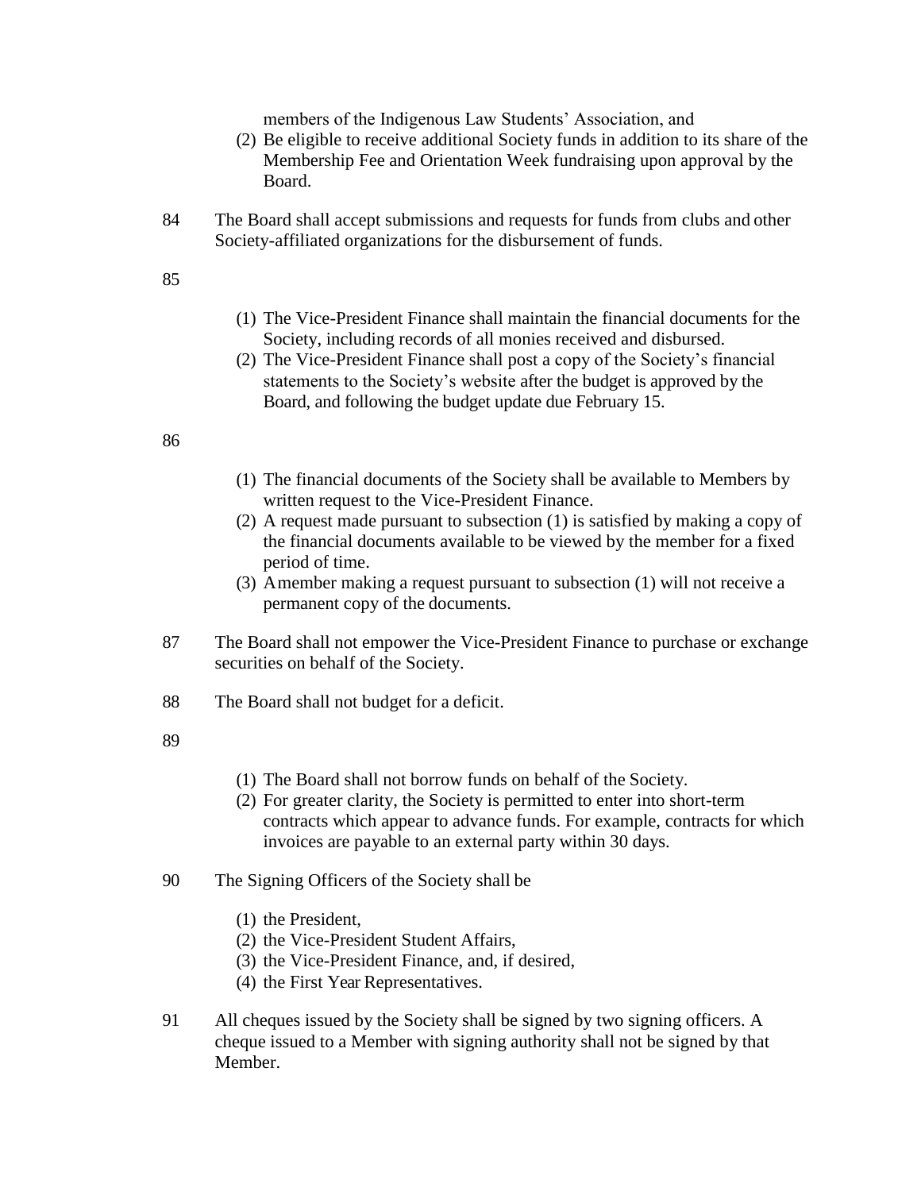members of the Indigenous Law Students' Association, and

(2) Be eligible to receive additional Society funds in addition to its share of the Membership Fee and Orientation Week fundraising upon approval by the Board.

84 The Board shall accept submissions and requests for funds from clubs and other Society-affiliated organizations for the disbursement of funds.

85

(1) The Vice-President Finance shall maintain the financial documents for the Society, including records of all monies received and disbursed.

(2) The Vice-President Finance shall post a copy of the Society's financial statements to the Society's website after the budget is approved by the Board, and following the budget update due February 15.

86

(1) The financial documents of the Society shall be available to Members by written request to the Vice-President Finance.

(2) A request made pursuant to subsection (1) is satisfied by making a copy of the financial documents available to be viewed by the member for a fixed period of time.

(3) A member making a request pursuant to subsection (1) will not receive a permanent copy of the documents.

87 The Board shall not empower the Vice-President Finance to purchase or exchange securities on behalf of the Society.

88 The Board shall not budget for a deficit.

89

(1) The Board shall not borrow funds on behalf of the Society.

(2) For greater clarity, the Society is permitted to enter into short-term contracts which appear to advance funds. For example, contracts for which invoices are payable to an external party within 30 days.

90 The Signing Officers of the Society shall be

(1) the President,

(2) the Vice-President Student Affairs,

(3) the Vice-President Finance, and, if desired,

(4) the First Year Representatives.

91 All cheques issued by the Society shall be signed by two signing officers. A cheque issued to a Member with signing authority shall not be signed by that Member.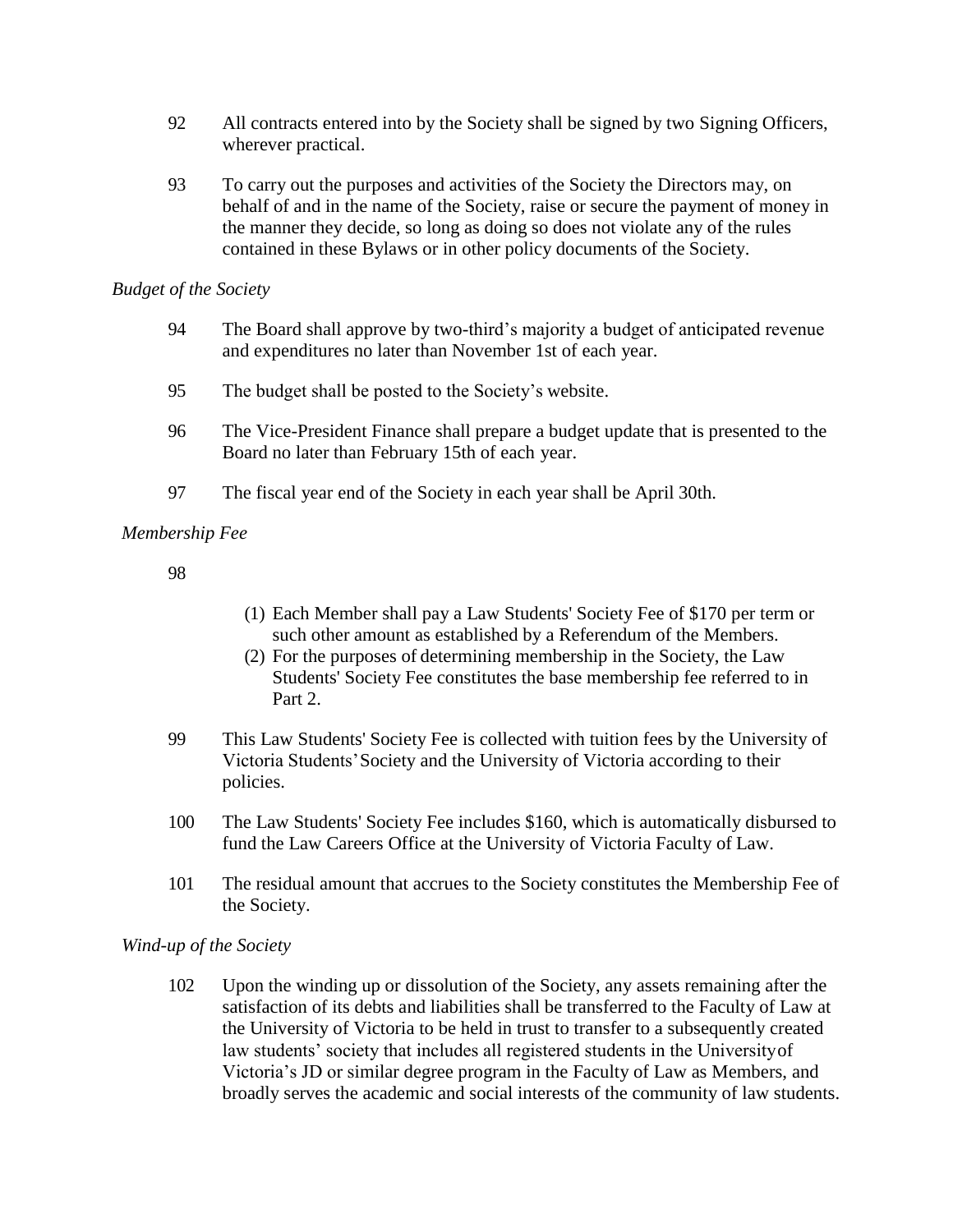92 All contracts entered into by the Society shall be signed by two Signing Officers, wherever practical.

93 To carry out the purposes and activities of the Society the Directors may, on behalf of and in the name of the Society, raise or secure the payment of money in the manner they decide, so long as doing so does not violate any of the rules contained in these Bylaws or in other policy documents of the Society.

*Budget of the Society*

94 The Board shall approve by two-third's majority a budget of anticipated revenue and expenditures no later than November 1st of each year.

95 The budget shall be posted to the Society's website.

96 The Vice-President Finance shall prepare a budget update that is presented to the Board no later than February 15th of each year.

97 The fiscal year end of the Society in each year shall be April 30th.

*Membership Fee*

98

(1) Each Member shall pay a Law Students' Society Fee of $170 per term or such other amount as established by a Referendum of the Members.

(2) For the purposes of determining membership in the Society, the Law Students' Society Fee constitutes the base membership fee referred to in Part 2.

99 This Law Students' Society Fee is collected with tuition fees by the University of Victoria Students' Society and the University of Victoria according to their policies.

100 The Law Students' Society Fee includes $160, which is automatically disbursed to fund the Law Careers Office at the University of Victoria Faculty of Law.

101 The residual amount that accrues to the Society constitutes the Membership Fee of the Society.

*Wind-up of the Society*

102 Upon the winding up or dissolution of the Society, any assets remaining after the satisfaction of its debts and liabilities shall be transferred to the Faculty of Law at the University of Victoria to be held in trust to transfer to a subsequently created law students' society that includes all registered students in the University of Victoria's JD or similar degree program in the Faculty of Law as Members, and broadly serves the academic and social interests of the community of law students.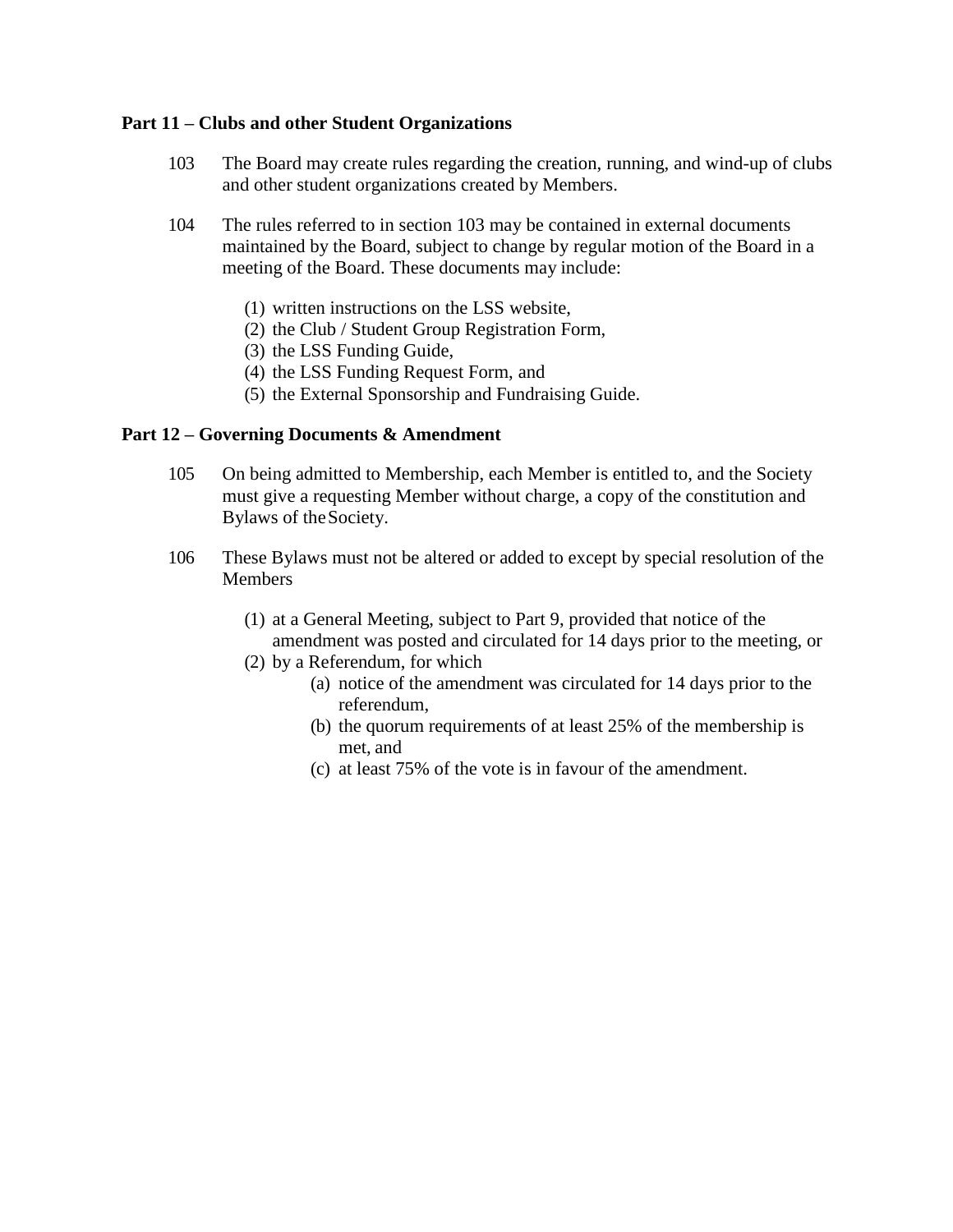**Part 11 – Clubs and other Student Organizations**

103 The Board may create rules regarding the creation, running, and wind-up of clubs and other student organizations created by Members.

104 The rules referred to in section 103 may be contained in external documents maintained by the Board, subject to change by regular motion of the Board in a meeting of the Board. These documents may include:

(1) written instructions on the LSS website,
(2) the Club / Student Group Registration Form,
(3) the LSS Funding Guide,
(4) the LSS Funding Request Form, and
(5) the External Sponsorship and Fundraising Guide.

**Part 12 – Governing Documents & Amendment**

105 On being admitted to Membership, each Member is entitled to, and the Society must give a requesting Member without charge, a copy of the constitution and Bylaws of the Society.

106 These Bylaws must not be altered or added to except by special resolution of the Members

(1) at a General Meeting, subject to Part 9, provided that notice of the amendment was posted and circulated for 14 days prior to the meeting, or
(2) by a Referendum, for which
  (a) notice of the amendment was circulated for 14 days prior to the referendum,
  (b) the quorum requirements of at least 25% of the membership is met, and
  (c) at least 75% of the vote is in favour of the amendment.